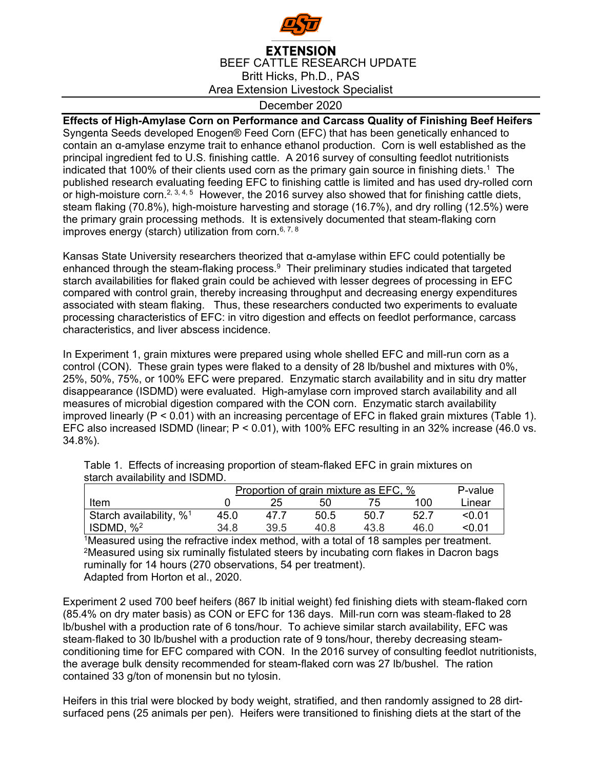EXTENSION

BEEF CATTLE RESEARCH UPDATE

Britt Hicks, Ph.D., PAS

Area Extension Livestock Specialist

December 2020

**Effects of High-Amylase Corn on Performance and Carcass Quality of Finishing Beef Heifers**

Syngenta Seeds developed Enogen® Feed Corn (EFC) that has been genetically enhanced to contain an α-amylase enzyme trait to enhance ethanol production. Corn is well established as the principal ingredient fed to U.S. finishing cattle. A 2016 survey of consulting feedlot nutritionists indicated that 100% of their clients used corn as the primary gain source in finishing diets.[1] The published research evaluating feeding EFC to finishing cattle is limited and has used dry-rolled corn or high-moisture corn.[2, 3, 4, 5] However, the 2016 survey also showed that for finishing cattle diets, steam flaking (70.8%), high-moisture harvesting and storage (16.7%), and dry rolling (12.5%) were the primary grain processing methods. It is extensively documented that steam-flaking corn improves energy (starch) utilization from corn.[6, 7, 8]

Kansas State University researchers theorized that α-amylase within EFC could potentially be enhanced through the steam-flaking process.[9] Their preliminary studies indicated that targeted starch availabilities for flaked grain could be achieved with lesser degrees of processing in EFC compared with control grain, thereby increasing throughput and decreasing energy expenditures associated with steam flaking. Thus, these researchers conducted two experiments to evaluate processing characteristics of EFC: in vitro digestion and effects on feedlot performance, carcass characteristics, and liver abscess incidence.

In Experiment 1, grain mixtures were prepared using whole shelled EFC and mill-run corn as a control (CON). These grain types were flaked to a density of 28 lb/bushel and mixtures with 0%, 25%, 50%, 75%, or 100% EFC were prepared. Enzymatic starch availability and in situ dry matter disappearance (ISDMD) were evaluated. High-amylase corn improved starch availability and all measures of microbial digestion compared with the CON corn. Enzymatic starch availability improved linearly ($P < 0.01$) with an increasing percentage of EFC in flaked grain mixtures (Table 1). EFC also increased ISDMD (linear; $P < 0.01$), with 100% EFC resulting in an 32% increase (46.0 vs. 34.8%).

Table 1. Effects of increasing proportion of steam-flaked EFC in grain mixtures on starch availability and ISDMD.

| | Proportion of grain mixture as EFC, % | | | | | P-value |
|---|---|---|---|---|---|---|
| Item | 0 | 25 | 50 | 75 | 100 | Linear |
| Starch availability, %[1] | 45.0 | 47.7 | 50.5 | 50.7 | 52.7 | <0.01 |
| ISDMD, %[2] | 34.8 | 39.5 | 40.8 | 43.8 | 46.0 | <0.01 |

[1]Measured using the refractive index method, with a total of 18 samples per treatment.
[2]Measured using six ruminally fistulated steers by incubating corn flakes in Dacron bags ruminally for 14 hours (270 observations, 54 per treatment).
Adapted from Horton et al., 2020.

Experiment 2 used 700 beef heifers (867 lb initial weight) fed finishing diets with steam-flaked corn (85.4% on dry mater basis) as CON or EFC for 136 days. Mill-run corn was steam-flaked to 28 lb/bushel with a production rate of 6 tons/hour. To achieve similar starch availability, EFC was steam-flaked to 30 lb/bushel with a production rate of 9 tons/hour, thereby decreasing steam-conditioning time for EFC compared with CON. In the 2016 survey of consulting feedlot nutritionists, the average bulk density recommended for steam-flaked corn was 27 lb/bushel. The ration contained 33 g/ton of monensin but no tylosin.

Heifers in this trial were blocked by body weight, stratified, and then randomly assigned to 28 dirt-surfaced pens (25 animals per pen). Heifers were transitioned to finishing diets at the start of the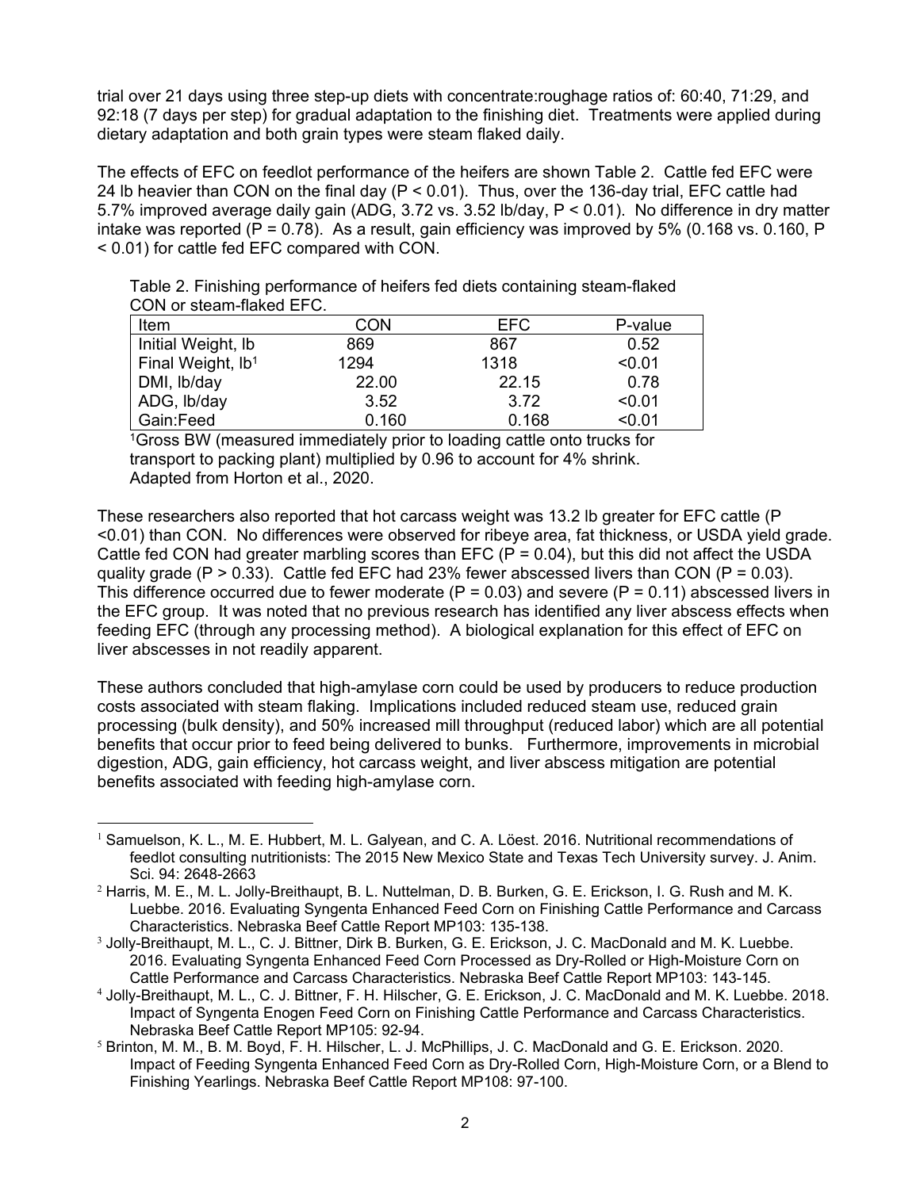trial over 21 days using three step-up diets with concentrate:roughage ratios of: 60:40, 71:29, and 92:18 (7 days per step) for gradual adaptation to the finishing diet. Treatments were applied during dietary adaptation and both grain types were steam flaked daily.

The effects of EFC on feedlot performance of the heifers are shown Table 2. Cattle fed EFC were 24 lb heavier than CON on the final day ($P < 0.01$). Thus, over the 136-day trial, EFC cattle had 5.7% improved average daily gain (ADG, 3.72 vs. 3.52 lb/day, $P < 0.01$). No difference in dry matter intake was reported ($P = 0.78$). As a result, gain efficiency was improved by 5% (0.168 vs. 0.160, $P < 0.01$) for cattle fed EFC compared with CON.

Table 2. Finishing performance of heifers fed diets containing steam-flaked CON or steam-flaked EFC.

| Item | CON | EFC | P-value |
|---|---|---|---|
| Initial Weight, lb | 869 | 867 | 0.52 |
| Final Weight, lb[1] | 1294 | 1318 | <0.01 |
| DMI, lb/day | 22.00 | 22.15 | 0.78 |
| ADG, lb/day | 3.52 | 3.72 | <0.01 |
| Gain:Feed | 0.160 | 0.168 | <0.01 |

[1]Gross BW (measured immediately prior to loading cattle onto trucks for transport to packing plant) multiplied by 0.96 to account for 4% shrink. Adapted from Horton et al., 2020.

These researchers also reported that hot carcass weight was 13.2 lb greater for EFC cattle ($P < 0.01$) than CON. No differences were observed for ribeye area, fat thickness, or USDA yield grade. Cattle fed CON had greater marbling scores than EFC ($P = 0.04$), but this did not affect the USDA quality grade ($P > 0.33$). Cattle fed EFC had 23% fewer abscessed livers than CON ($P = 0.03$). This difference occurred due to fewer moderate ($P = 0.03$) and severe ($P = 0.11$) abscessed livers in the EFC group. It was noted that no previous research has identified any liver abscess effects when feeding EFC (through any processing method). A biological explanation for this effect of EFC on liver abscesses in not readily apparent.

These authors concluded that high-amylase corn could be used by producers to reduce production costs associated with steam flaking. Implications included reduced steam use, reduced grain processing (bulk density), and 50% increased mill throughput (reduced labor) which are all potential benefits that occur prior to feed being delivered to bunks. Furthermore, improvements in microbial digestion, ADG, gain efficiency, hot carcass weight, and liver abscess mitigation are potential benefits associated with feeding high-amylase corn.

---

[1] Samuelson, K. L., M. E. Hubbert, M. L. Galyean, and C. A. Löest. 2016. Nutritional recommendations of feedlot consulting nutritionists: The 2015 New Mexico State and Texas Tech University survey. J. Anim. Sci. 94: 2648-2663

[2] Harris, M. E., M. L. Jolly-Breithaupt, B. L. Nuttelman, D. B. Burken, G. E. Erickson, I. G. Rush and M. K. Luebbe. 2016. Evaluating Syngenta Enhanced Feed Corn on Finishing Cattle Performance and Carcass Characteristics. Nebraska Beef Cattle Report MP103: 135-138.

[3] Jolly-Breithaupt, M. L., C. J. Bittner, Dirk B. Burken, G. E. Erickson, J. C. MacDonald and M. K. Luebbe. 2016. Evaluating Syngenta Enhanced Feed Corn Processed as Dry-Rolled or High-Moisture Corn on Cattle Performance and Carcass Characteristics. Nebraska Beef Cattle Report MP103: 143-145.

[4] Jolly-Breithaupt, M. L., C. J. Bittner, F. H. Hilscher, G. E. Erickson, J. C. MacDonald and M. K. Luebbe. 2018. Impact of Syngenta Enogen Feed Corn on Finishing Cattle Performance and Carcass Characteristics. Nebraska Beef Cattle Report MP105: 92-94.

[5] Brinton, M. M., B. M. Boyd, F. H. Hilscher, L. J. McPhillips, J. C. MacDonald and G. E. Erickson. 2020. Impact of Feeding Syngenta Enhanced Feed Corn as Dry-Rolled Corn, High-Moisture Corn, or a Blend to Finishing Yearlings. Nebraska Beef Cattle Report MP108: 97-100.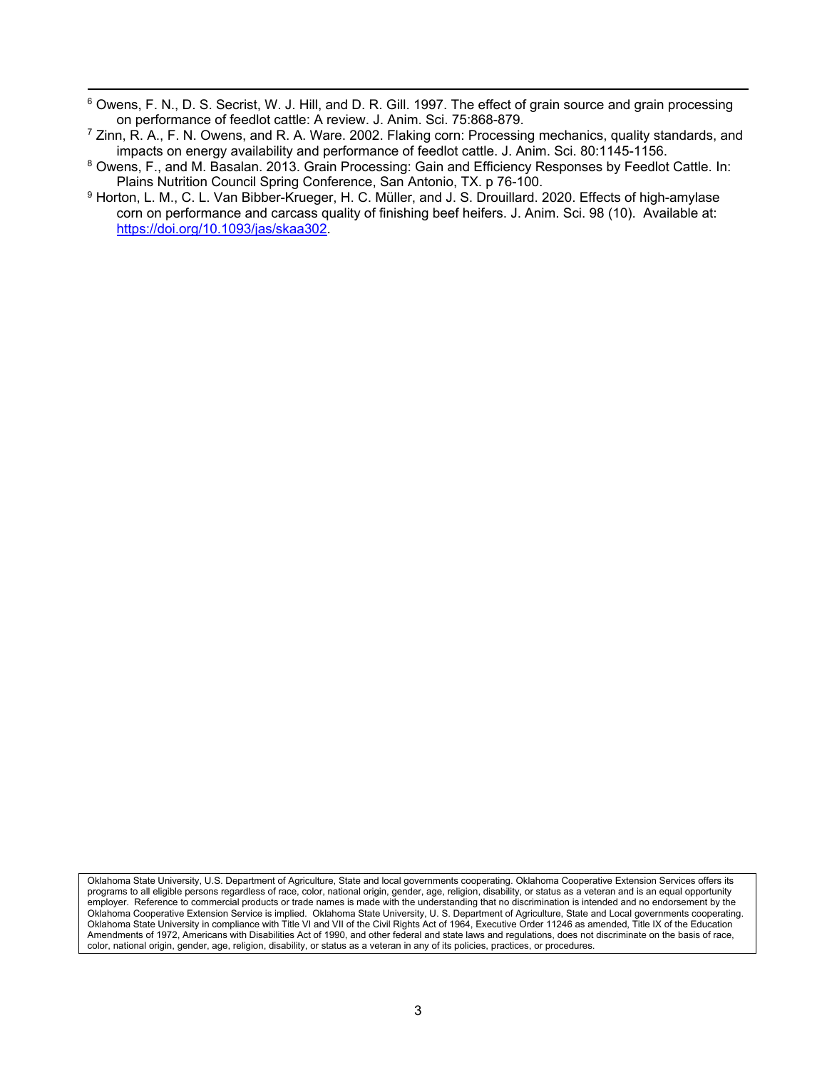[6] Owens, F. N., D. S. Secrist, W. J. Hill, and D. R. Gill. 1997. The effect of grain source and grain processing on performance of feedlot cattle: A review. J. Anim. Sci. 75:868-879.

[7] Zinn, R. A., F. N. Owens, and R. A. Ware. 2002. Flaking corn: Processing mechanics, quality standards, and impacts on energy availability and performance of feedlot cattle. J. Anim. Sci. 80:1145-1156.

[8] Owens, F., and M. Basalan. 2013. Grain Processing: Gain and Efficiency Responses by Feedlot Cattle. In: Plains Nutrition Council Spring Conference, San Antonio, TX. p 76-100.

[9] Horton, L. M., C. L. Van Bibber-Krueger, H. C. Müller, and J. S. Drouillard. 2020. Effects of high-amylase corn on performance and carcass quality of finishing beef heifers. J. Anim. Sci. 98 (10). Available at: https://doi.org/10.1093/jas/skaa302.

Oklahoma State University, U.S. Department of Agriculture, State and local governments cooperating. Oklahoma Cooperative Extension Services offers its programs to all eligible persons regardless of race, color, national origin, gender, age, religion, disability, or status as a veteran and is an equal opportunity employer. Reference to commercial products or trade names is made with the understanding that no discrimination is intended and no endorsement by the Oklahoma Cooperative Extension Service is implied. Oklahoma State University, U. S. Department of Agriculture, State and Local governments cooperating. Oklahoma State University in compliance with Title VI and VII of the Civil Rights Act of 1964, Executive Order 11246 as amended, Title IX of the Education Amendments of 1972, Americans with Disabilities Act of 1990, and other federal and state laws and regulations, does not discriminate on the basis of race, color, national origin, gender, age, religion, disability, or status as a veteran in any of its policies, practices, or procedures.